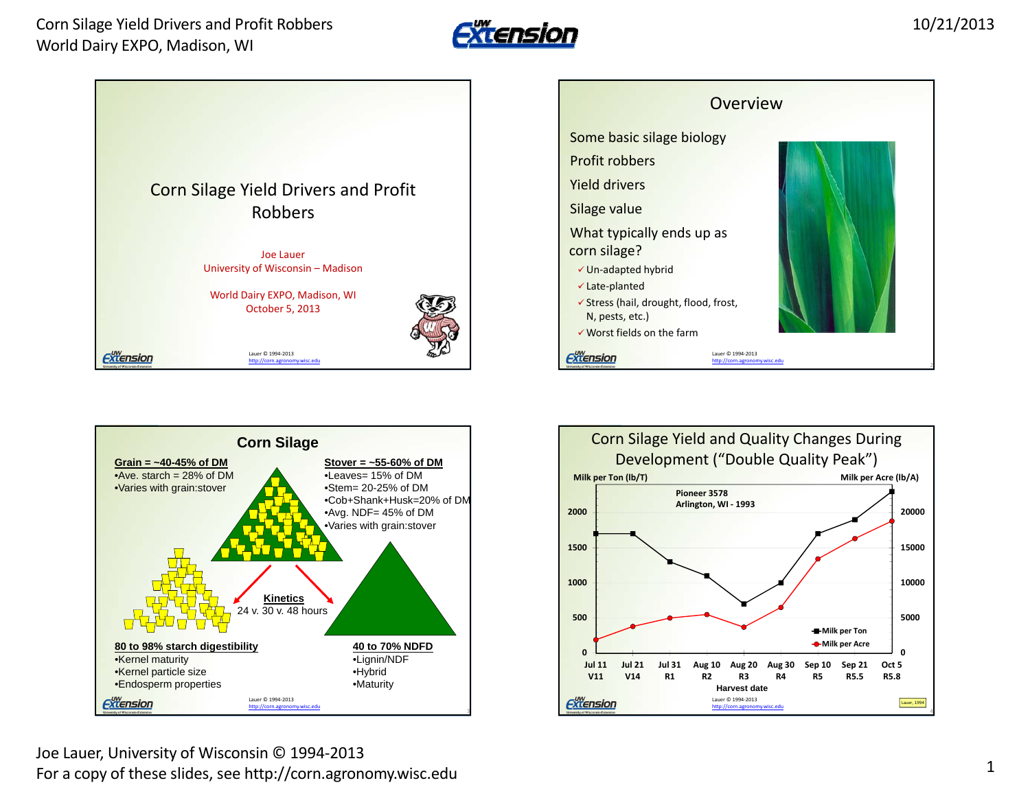## Corn Silage Yield Drivers and Profit Robbers

Joe Lauer
University of Wisconsin – Madison

World Dairy EXPO, Madison, WI
October 5, 2013

## Overview

Some basic silage biology

Profit robbers

Yield drivers

Silage value

What typically ends up as corn silage?

- ✓ Un-adapted hybrid
- ✓ Late-planted
- ✓ Stress (hail, drought, flood, frost, N, pests, etc.)
- ✓ Worst fields on the farm

## Corn Silage

**Grain = ~40-45% of DM**
- Ave. starch = 28% of DM
- Varies with grain:stover

**Stover = ~55-60% of DM**
- Leaves= 15% of DM
- Stem= 20-25% of DM
- Cob+Shank+Husk=20% of DM
- Avg. NDF= 45% of DM
- Varies with grain:stover

**Kinetics**
24 v. 30 v. 48 hours

**80 to 98% starch digestibility**
- Kernel maturity
- Kernel particle size
- Endosperm properties

**40 to 70% NDFD**
- Lignin/NDF
- Hybrid
- Maturity

## Corn Silage Yield and Quality Changes During Development ("Double Quality Peak")

Pioneer 3578, Arlington, WI - 1993

| Harvest date | Stage | Milk per Ton (lb/T) | Milk per Acre (lb/A) |
|---|---|---|---|
| Jul 11 | V11 | ~1700 | ~1800 |
| Jul 21 | V14 | ~1700 | ~3800 |
| Jul 31 | R1 | ~1300 | ~4900 |
| Aug 10 | R2 | ~1100 | ~5400 |
| Aug 20 | R3 | ~700 | ~3700 |
| Aug 30 | R4 | ~1000 | ~6500 |
| Sep 10 | R5 | ~1700 | ~13500 |
| Sep 21 | R5.5 | ~1900 | ~16300 |
| Oct 5 | R5.8 | ~2300 | ~18800 |

Lauer, 1994

Joe Lauer, University of Wisconsin © 1994-2013
For a copy of these slides, see http://corn.agronomy.wisc.edu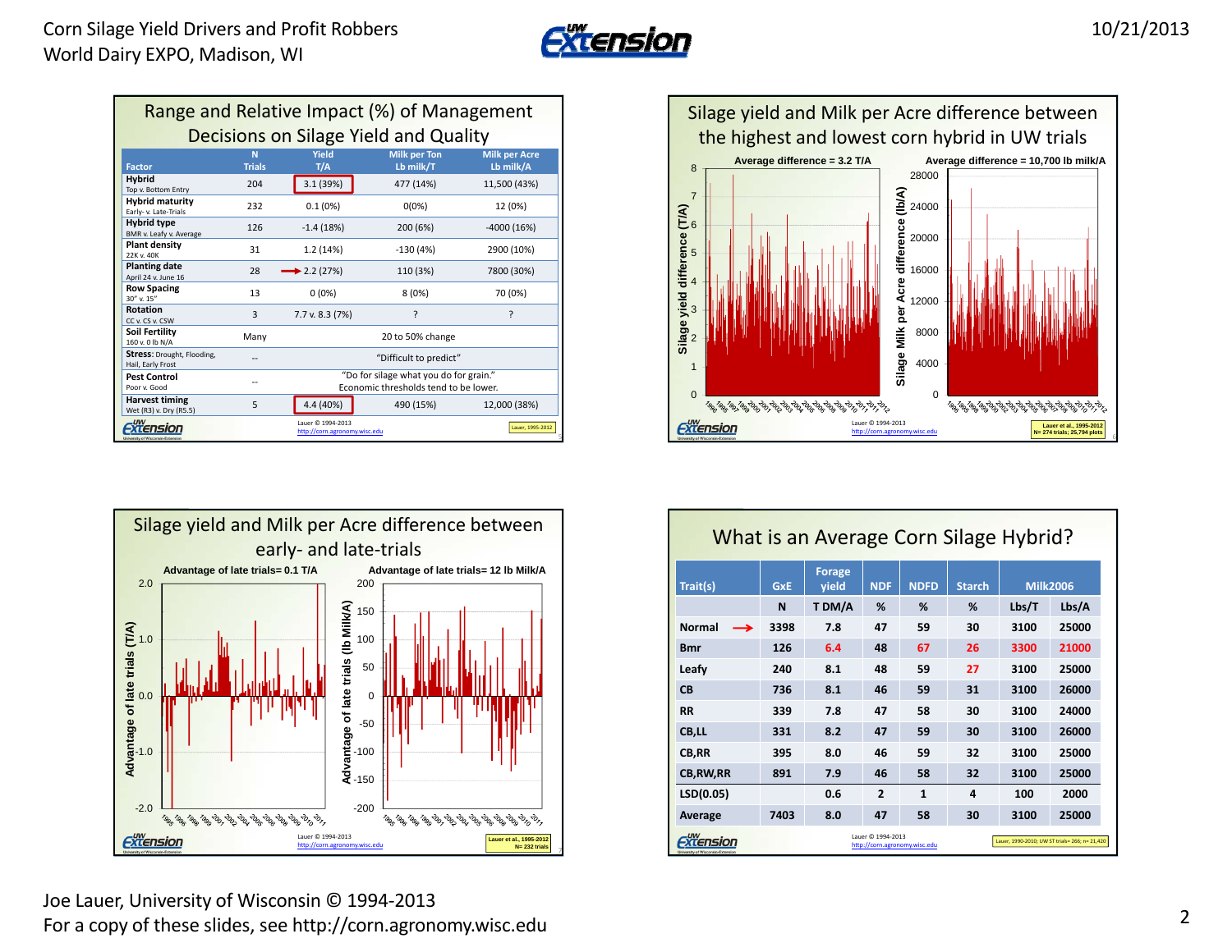## Range and Relative Impact (%) of Management Decisions on Silage Yield and Quality

| Factor | N Trials | Yield T/A | Milk per Ton Lb milk/T | Milk per Acre Lb milk/A |
|---|---|---|---|---|
| **Hybrid** Top v. Bottom Entry | 204 | 3.1 (39%) | 477 (14%) | 11,500 (43%) |
| **Hybrid maturity** Early- v. Late-Trials | 232 | 0.1 (0%) | 0(0%) | 12 (0%) |
| **Hybrid type** BMR v. Leafy v. Average | 126 | -1.4 (18%) | 200 (6%) | -4000 (16%) |
| **Plant density** 22K v. 40K | 31 | 1.2 (14%) | -130 (4%) | 2900 (10%) |
| **Planting date** April 24 v. June 16 | 28 | 2.2 (27%) | 110 (3%) | 7800 (30%) |
| **Row Spacing** 30" v. 15" | 13 | 0 (0%) | 8 (0%) | 70 (0%) |
| **Rotation** CC v. CS v. CSW | 3 | 7.7 v. 8.3 (7%) | ? | ? |
| **Soil Fertility** 160 v. 0 lb N/A | Many | 20 to 50% change | | |
| **Stress:** Drought, Flooding, Hail, Early Frost | -- | "Difficult to predict" | | |
| **Pest Control** Poor v. Good | -- | "Do for silage what you do for grain." Economic thresholds tend to be lower. | | |
| **Harvest timing** Wet (R3) v. Dry (R5.5) | 5 | 4.4 (40%) | 490 (15%) | 12,000 (38%) |

Lauer © 1994-2013 http://corn.agronomy.wisc.edu — Lauer, 1995-2012

## Silage yield and Milk per Acre difference between the highest and lowest corn hybrid in UW trials

Average difference = 3.2 T/A — Average difference = 10,700 lb milk/A

Lauer et al., 1995-2012 N= 274 trials; 25,794 plots

## Silage yield and Milk per Acre difference between early- and late-trials

Advantage of late trials= 0.1 T/A — Advantage of late trials= 12 lb Milk/A

Lauer et al., 1995-2012 N= 232 trials

## What is an Average Corn Silage Hybrid?

| Trait(s) | GxE | Forage yield | NDF | NDFD | Starch | Milk2006 | |
|---|---|---|---|---|---|---|---|
| | N | T DM/A | % | % | % | Lbs/T | Lbs/A |
| Normal | 3398 | 7.8 | 47 | 59 | 30 | 3100 | 25000 |
| Bmr | 126 | 6.4 | 48 | 67 | 26 | 3300 | 21000 |
| Leafy | 240 | 8.1 | 48 | 59 | 27 | 3100 | 25000 |
| CB | 736 | 8.1 | 46 | 59 | 31 | 3100 | 26000 |
| RR | 339 | 7.8 | 47 | 58 | 30 | 3100 | 24000 |
| CB,LL | 331 | 8.2 | 47 | 59 | 30 | 3100 | 26000 |
| CB,RR | 395 | 8.0 | 46 | 59 | 32 | 3100 | 25000 |
| CB,RW,RR | 891 | 7.9 | 46 | 58 | 32 | 3100 | 25000 |
| LSD(0.05) | | 0.6 | 2 | 1 | 4 | 100 | 2000 |
| Average | 7403 | 8.0 | 47 | 58 | 30 | 3100 | 25000 |

Lauer, 1990-2010; UW ST trials= 266; n= 21,420

Joe Lauer, University of Wisconsin © 1994-2013
For a copy of these slides, see http://corn.agronomy.wisc.edu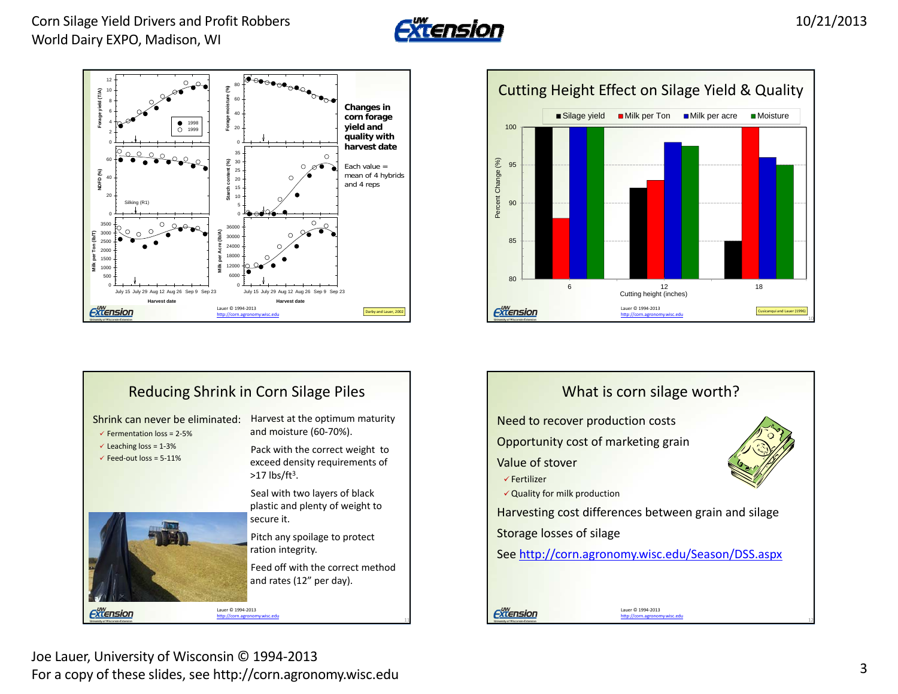## Changes in corn forage yield and quality with harvest date

Each value = mean of 4 hybrids and 4 reps

Darby and Lauer, 2002

Lauer © 1994-2013
http://corn.agronomy.wisc.edu

## Cutting Height Effect on Silage Yield & Quality

| Cutting height (inches) | Silage yield | Milk per Ton | Milk per acre | Moisture |
|---|---|---|---|---|
| 6 | 100 | 88 | 100 | 100 |
| 12 | 92 | 93 | 98 | 97.5 |
| 18 | 85 | 100 | 96 | 95 |

Percent Change (%)

Cusicanqui and Lauer (1996)

Lauer © 1994-2013
http://corn.agronomy.wisc.edu

## Reducing Shrink in Corn Silage Piles

Shrink can never be eliminated:

- ✓ Fermentation loss = 2-5%
- ✓ Leaching loss = 1-3%
- ✓ Feed-out loss = 5-11%

Harvest at the optimum maturity and moisture (60-70%).

Pack with the correct weight to exceed density requirements of >17 lbs/ft³.

Seal with two layers of black plastic and plenty of weight to secure it.

Pitch any spoilage to protect ration integrity.

Feed off with the correct method and rates (12" per day).

Lauer © 1994-2013
http://corn.agronomy.wisc.edu

## What is corn silage worth?

Need to recover production costs

Opportunity cost of marketing grain

Value of stover

- ✓ Fertilizer
- ✓ Quality for milk production

Harvesting cost differences between grain and silage

Storage losses of silage

See http://corn.agronomy.wisc.edu/Season/DSS.aspx

Lauer © 1994-2013
http://corn.agronomy.wisc.edu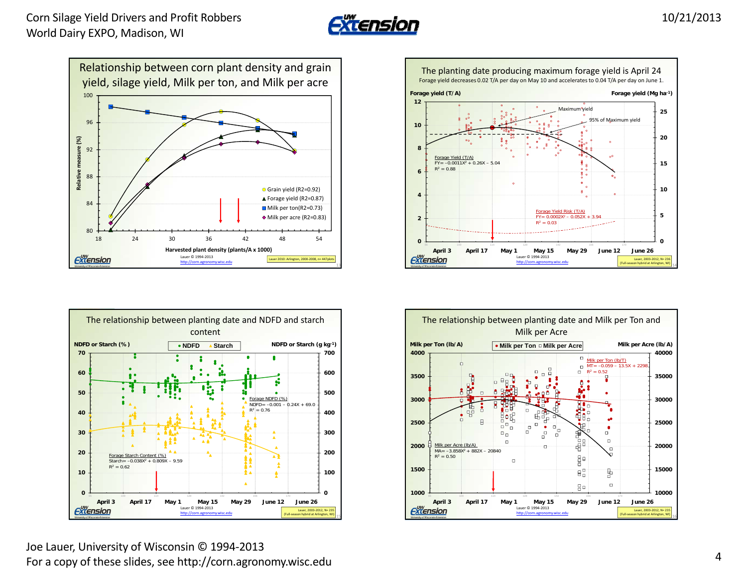## Relationship between corn plant density and grain yield, silage yield, Milk per ton, and Milk per acre

Relative measure (%)

Harvested plant density (plants/A x 1000)

- Grain yield ($R^2$=0.92)
- Forage yield ($R^2$=0.87)
- Milk per ton ($R^2$=0.73)
- Milk per acre ($R^2$=0.83)

Lauer © 1994-2013
http://corn.agronomy.wisc.edu

Lauer 2010: Arlington, 2000-2008, n= 447plots

## The planting date producing maximum forage yield is April 24

Forage yield decreases 0.02 T/A per day on May 10 and accelerates to 0.04 T/A per day on June 1.

Forage yield (T/A) — Forage yield (Mg ha$^{-1}$)

Maximum yield

95% of Maximum yield

Forage Yield (T/A)
$FY = -0.0011X^2 + 0.26X - 5.04$
$R^2 = 0.88$

Forage Yield Risk (T/A)
$FY = 0.0002X^2 - 0.052X + 3.94$
$R^2 = 0.03$

April 3, April 17, May 1, May 15, May 29, June 12, June 26

Lauer © 1994-2013
http://corn.agronomy.wisc.edu

Lauer, 2003-2012, N= 236 (Full-season hybrid at Arlington, WI)

## The relationship between planting date and NDFD and starch content

NDFD or Starch (%) — NDFD or Starch (g kg$^{-1}$)

- NDFD
- Starch

Forage NDFD (%)
$NDFD = -0.001 - 0.24X + 69.0$
$R^2 = 0.76$

Forage Starch Content (%)
$Starch = -0.038X^2 + 0.809X - 9.59$
$R^2 = 0.62$

April 3, April 17, May 1, May 15, May 29, June 12, June 26

Lauer © 1994-2013
http://corn.agronomy.wisc.edu

Lauer, 2003-2012, N= 235 (Full-season hybrid at Arlington, WI)

## The relationship between planting date and Milk per Ton and Milk per Acre

Milk per Ton (lb/A) — Milk per Acre (lb/A)

- Milk per Ton
- Milk per Acre

Milk per Ton (lb/T)
$MT = -0.059 - 13.5X + 2298$
$R^2 = 0.52$

Milk per Acre (lb/A)
$MA = -3.858X^2 + 882X - 20840$
$R^2 = 0.50$

April 3, April 17, May 1, May 15, May 29, June 12, June 26

Lauer © 1994-2013
http://corn.agronomy.wisc.edu

Lauer, 2003-2012, N= 235 (Full-season hybrid at Arlington, WI)

Joe Lauer, University of Wisconsin © 1994-2013
For a copy of these slides, see http://corn.agronomy.wisc.edu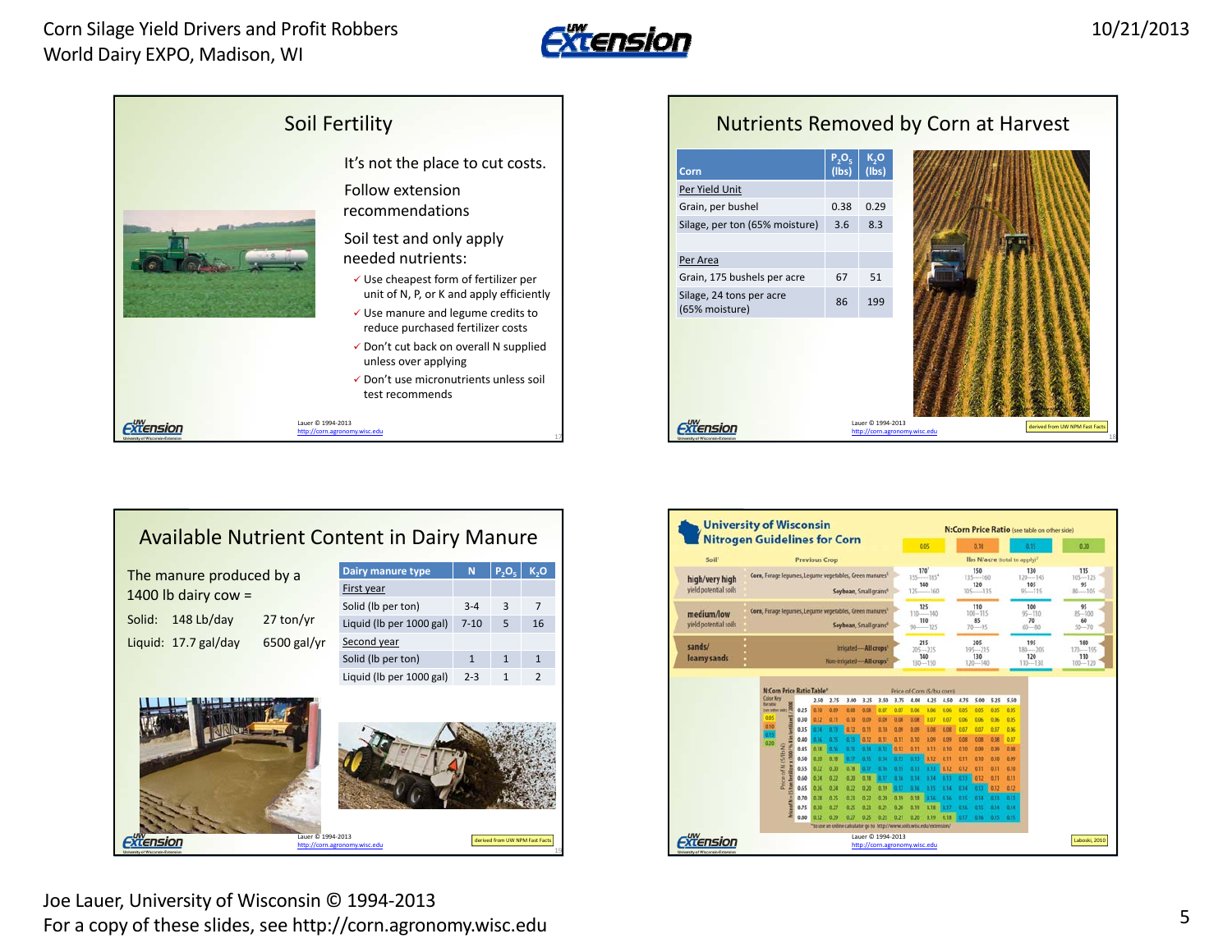## Soil Fertility

It's not the place to cut costs.

Follow extension recommendations

Soil test and only apply needed nutrients:

- ✓ Use cheapest form of fertilizer per unit of N, P, or K and apply efficiently
- ✓ Use manure and legume credits to reduce purchased fertilizer costs
- ✓ Don't cut back on overall N supplied unless over applying
- ✓ Don't use micronutrients unless soil test recommends

Lauer © 1994-2013
http://corn.agronomy.wisc.edu

## Nutrients Removed by Corn at Harvest

| Corn | $P_2O_5$ (lbs) | $K_2O$ (lbs) |
|---|---|---|
| Per Yield Unit | | |
| Grain, per bushel | 0.38 | 0.29 |
| Silage, per ton (65% moisture) | 3.6 | 8.3 |
| | | |
| Per Area | | |
| Grain, 175 bushels per acre | 67 | 51 |
| Silage, 24 tons per acre (65% moisture) | 86 | 199 |

Lauer © 1994-2013
http://corn.agronomy.wisc.edu

derived from UW NPM Fast Facts

## Available Nutrient Content in Dairy Manure

The manure produced by a 1400 lb dairy cow =

Solid: 148 Lb/day 27 ton/yr

Liquid: 17.7 gal/day 6500 gal/yr

| Dairy manure type | N | $P_2O_5$ | $K_2O$ |
|---|---|---|---|
| First year | | | |
| Solid (lb per ton) | 3-4 | 3 | 7 |
| Liquid (lb per 1000 gal) | 7-10 | 5 | 16 |
| Second year | | | |
| Solid (lb per ton) | 1 | 1 | 1 |
| Liquid (lb per 1000 gal) | 2-3 | 1 | 2 |

Lauer © 1994-2013
http://corn.agronomy.wisc.edu

derived from UW NPM Fast Facts

## University of Wisconsin Nitrogen Guidelines for Corn

Lauer © 1994-2013
http://corn.agronomy.wisc.edu

Laboski, 2010

Joe Lauer, University of Wisconsin © 1994-2013
For a copy of these slides, see http://corn.agronomy.wisc.edu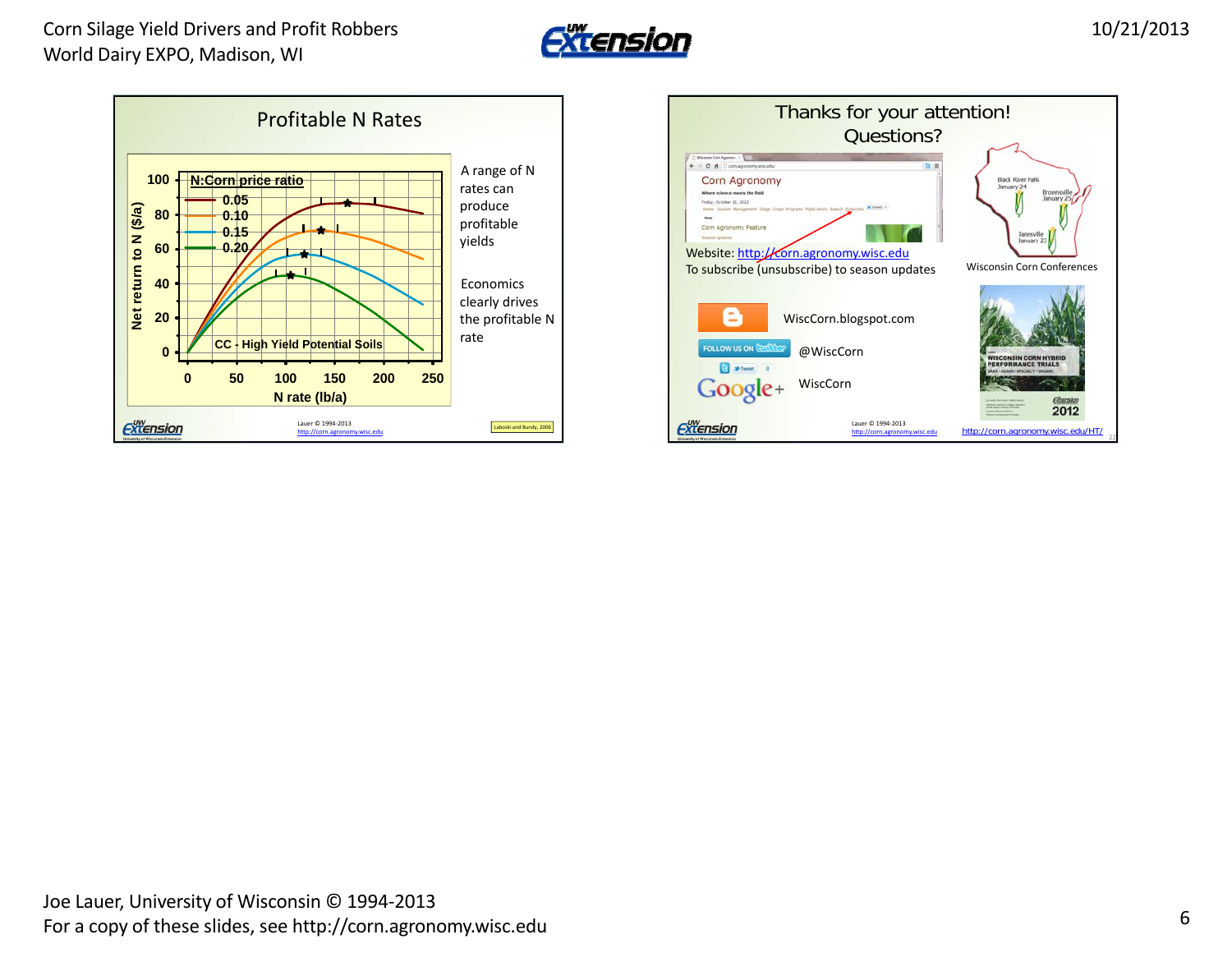## Profitable N Rates

N:Corn price ratio
0.05
0.10
0.15
0.20

Net return to N ($/a)
100
80
60
40
20
0

CC - High Yield Potential Soils

0
50
100
150
200
250
N rate (lb/a)

A range of N rates can produce profitable yields

Economics clearly drives the profitable N rate

Laboski and Bundy, 2006

Lauer © 1994-2013
http://corn.agronomy.wisc.edu

## Thanks for your attention! Questions?

Website: http://corn.agronomy.wisc.edu
To subscribe (unsubscribe) to season updates

Wisconsin Corn Conferences

Black River Falls January 24
Brownsville January 25
Janesville January 23

WiscCorn.blogspot.com

@WiscCorn

WiscCorn

Wisconsin Corn Hybrid Performance Trials 2012

Lauer © 1994-2013
http://corn.agronomy.wisc.edu

http://corn.agronomy.wisc.edu/HT/